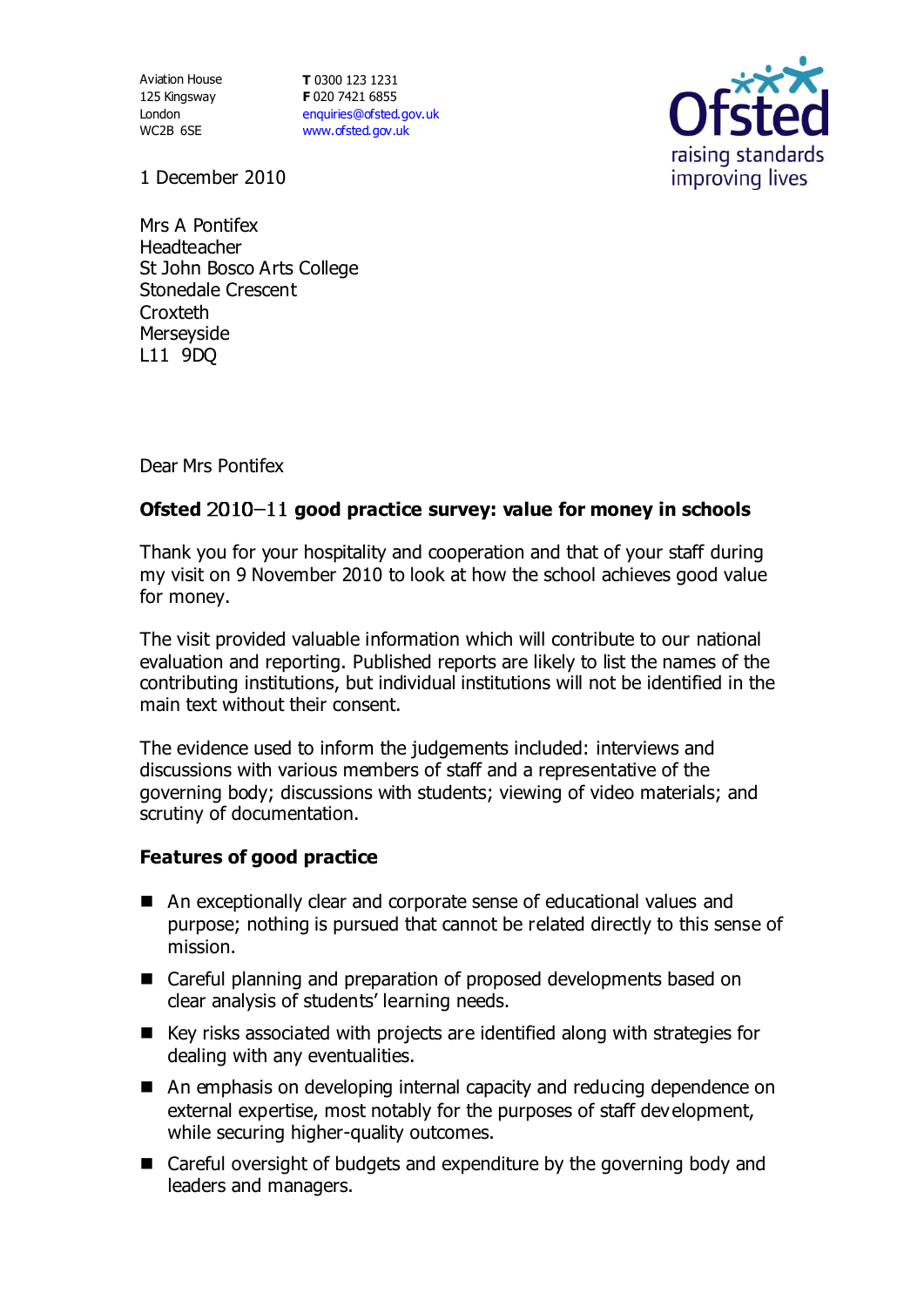Aviation House
125 Kingsway
London
WC2B 6SE

**T** 0300 123 1231
**F** 020 7421 6855
enquiries@ofsted.gov.uk
www.ofsted.gov.uk

Ofsted
raising standards
improving lives

1 December 2010

Mrs A Pontifex
Headteacher
St John Bosco Arts College
Stonedale Crescent
Croxteth
Merseyside
L11 9DQ

Dear Mrs Pontifex

**Ofsted 2010–11 good practice survey: value for money in schools**

Thank you for your hospitality and cooperation and that of your staff during my visit on 9 November 2010 to look at how the school achieves good value for money.

The visit provided valuable information which will contribute to our national evaluation and reporting. Published reports are likely to list the names of the contributing institutions, but individual institutions will not be identified in the main text without their consent.

The evidence used to inform the judgements included: interviews and discussions with various members of staff and a representative of the governing body; discussions with students; viewing of video materials; and scrutiny of documentation.

**Features of good practice**

- An exceptionally clear and corporate sense of educational values and purpose; nothing is pursued that cannot be related directly to this sense of mission.
- Careful planning and preparation of proposed developments based on clear analysis of students' learning needs.
- Key risks associated with projects are identified along with strategies for dealing with any eventualities.
- An emphasis on developing internal capacity and reducing dependence on external expertise, most notably for the purposes of staff development, while securing higher-quality outcomes.
- Careful oversight of budgets and expenditure by the governing body and leaders and managers.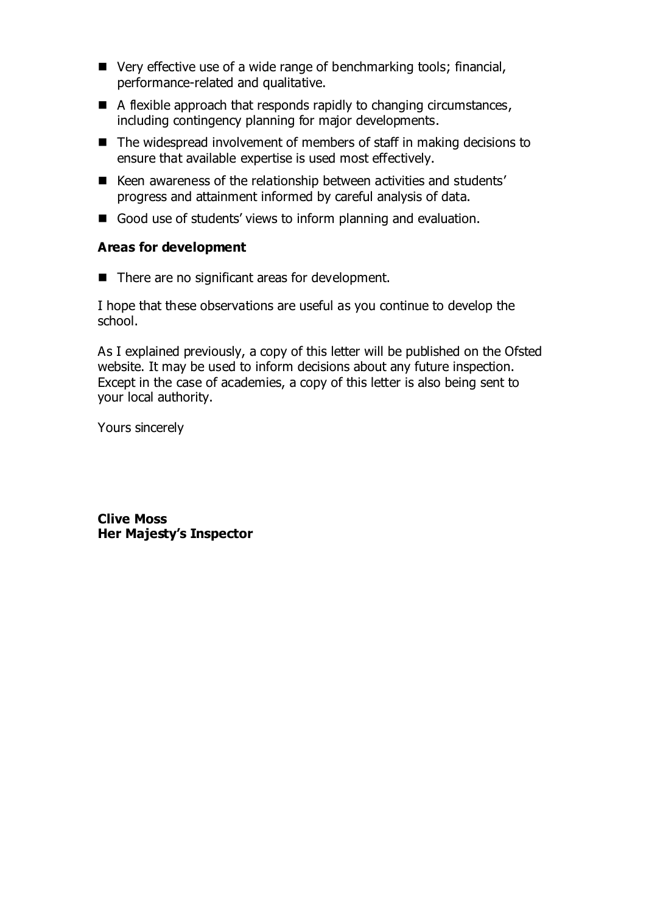- Very effective use of a wide range of benchmarking tools; financial, performance-related and qualitative.
- A flexible approach that responds rapidly to changing circumstances, including contingency planning for major developments.
- The widespread involvement of members of staff in making decisions to ensure that available expertise is used most effectively.
- Keen awareness of the relationship between activities and students' progress and attainment informed by careful analysis of data.
- Good use of students' views to inform planning and evaluation.

**Areas for development**

- There are no significant areas for development.

I hope that these observations are useful as you continue to develop the school.

As I explained previously, a copy of this letter will be published on the Ofsted website. It may be used to inform decisions about any future inspection. Except in the case of academies, a copy of this letter is also being sent to your local authority.

Yours sincerely

**Clive Moss**
**Her Majesty's Inspector**